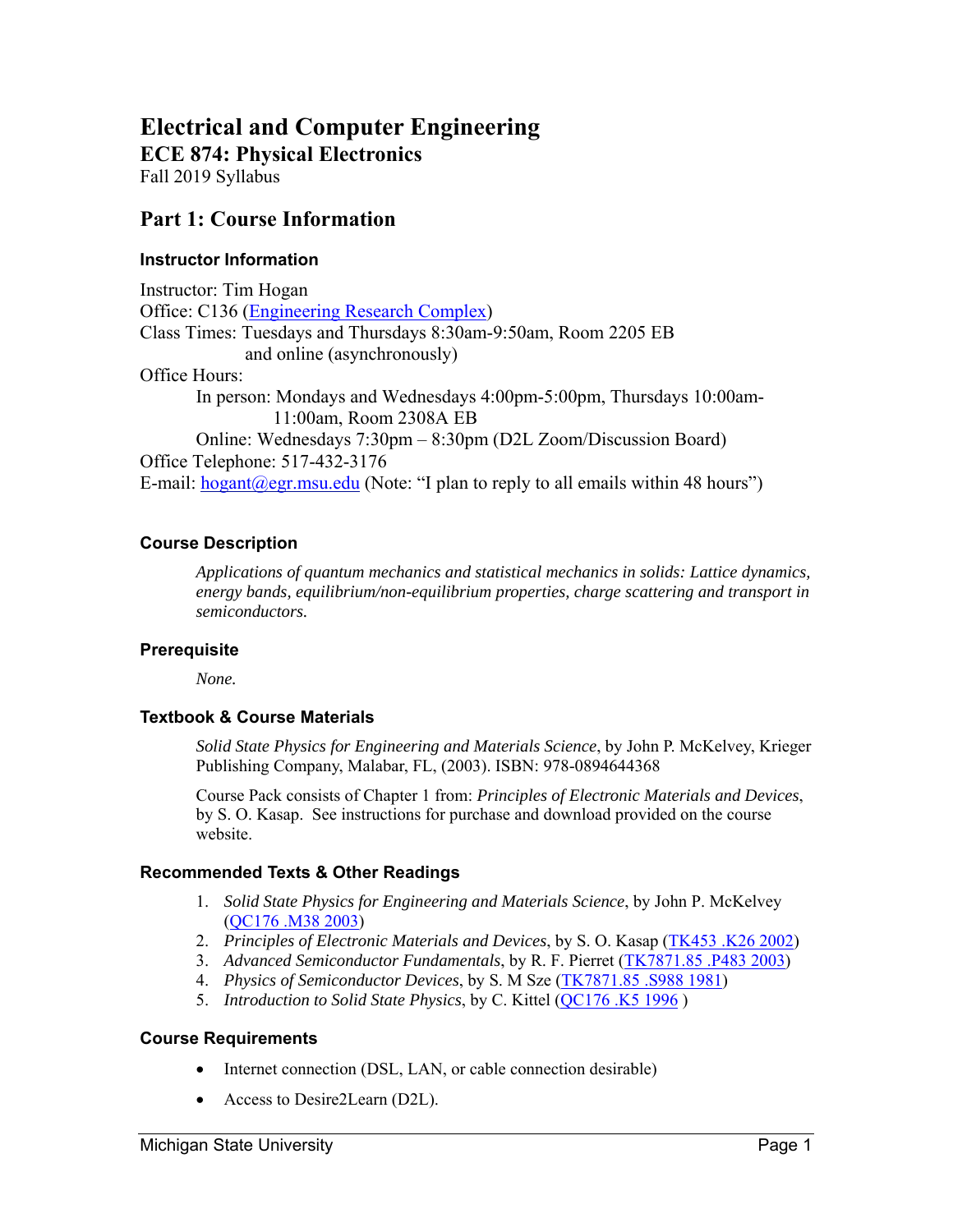# Electrical and Computer Engineering

## ECE 874: Physical Electronics

Fall 2019 Syllabus

## Part 1: Course Information

### Instructor Information

Instructor: Tim Hogan
Office: C136 ([Engineering Research Complex])
Class Times: Tuesdays and Thursdays 8:30am-9:50am, Room 2205 EB
and online (asynchronously)
Office Hours:

In person: Mondays and Wednesdays 4:00pm-5:00pm, Thursdays 10:00am-11:00am, Room 2308A EB

Online: Wednesdays 7:30pm – 8:30pm (D2L Zoom/Discussion Board)

Office Telephone: 517-432-3176
E-mail: hogant@egr.msu.edu (Note: "I plan to reply to all emails within 48 hours")

### Course Description

*Applications of quantum mechanics and statistical mechanics in solids: Lattice dynamics, energy bands, equilibrium/non-equilibrium properties, charge scattering and transport in semiconductors.*

### Prerequisite

*None.*

### Textbook & Course Materials

*Solid State Physics for Engineering and Materials Science*, by John P. McKelvey, Krieger Publishing Company, Malabar, FL, (2003). ISBN: 978-0894644368

Course Pack consists of Chapter 1 from: *Principles of Electronic Materials and Devices*, by S. O. Kasap. See instructions for purchase and download provided on the course website.

### Recommended Texts & Other Readings

1. *Solid State Physics for Engineering and Materials Science*, by John P. McKelvey (QC176 .M38 2003)
2. *Principles of Electronic Materials and Devices*, by S. O. Kasap (TK453 .K26 2002)
3. *Advanced Semiconductor Fundamentals*, by R. F. Pierret (TK7871.85 .P483 2003)
4. *Physics of Semiconductor Devices*, by S. M Sze (TK7871.85 .S988 1981)
5. *Introduction to Solid State Physics*, by C. Kittel (QC176 .K5 1996 )

### Course Requirements

- Internet connection (DSL, LAN, or cable connection desirable)
- Access to Desire2Learn (D2L).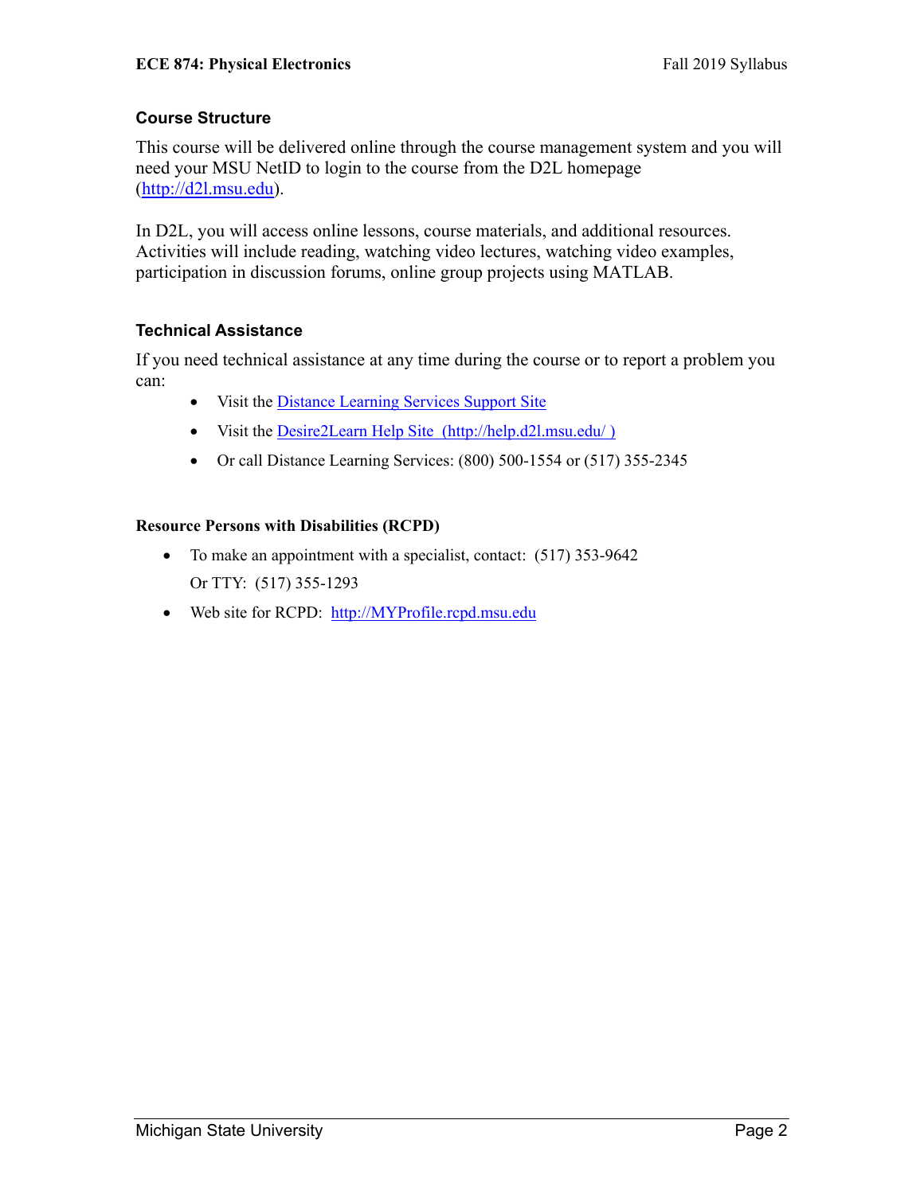### Course Structure

This course will be delivered online through the course management system and you will need your MSU NetID to login to the course from the D2L homepage (http://d2l.msu.edu).

In D2L, you will access online lessons, course materials, and additional resources. Activities will include reading, watching video lectures, watching video examples, participation in discussion forums, online group projects using MATLAB.

### Technical Assistance

If you need technical assistance at any time during the course or to report a problem you can:

- Visit the Distance Learning Services Support Site
- Visit the Desire2Learn Help Site (http://help.d2l.msu.edu/ )
- Or call Distance Learning Services: (800) 500-1554 or (517) 355-2345

### Resource Persons with Disabilities (RCPD)

- To make an appointment with a specialist, contact: (517) 353-9642  
  Or TTY: (517) 355-1293
- Web site for RCPD: http://MYProfile.rcpd.msu.edu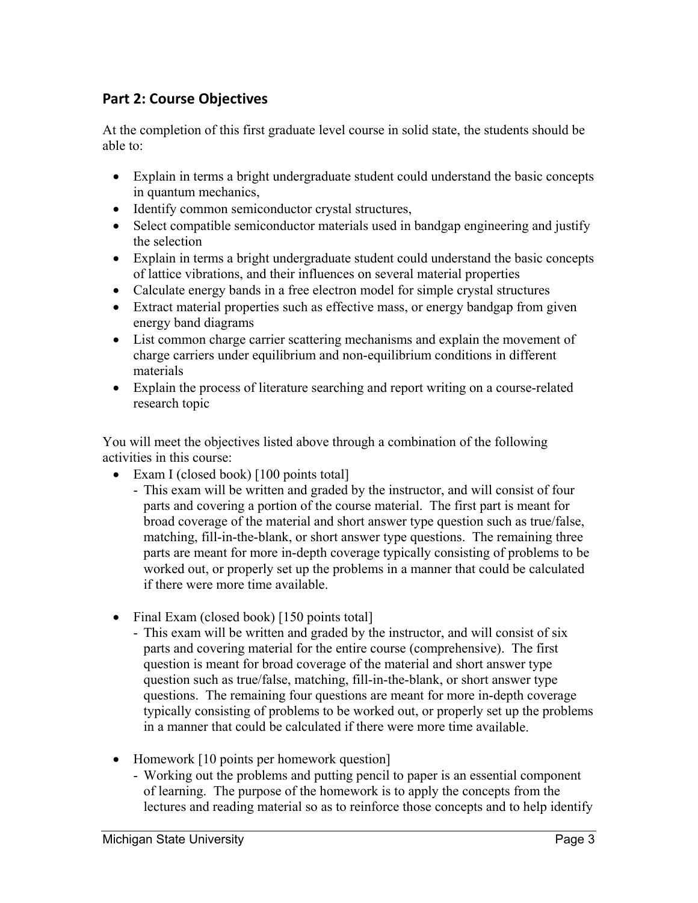## Part 2: Course Objectives

At the completion of this first graduate level course in solid state, the students should be able to:

- Explain in terms a bright undergraduate student could understand the basic concepts in quantum mechanics,
- Identify common semiconductor crystal structures,
- Select compatible semiconductor materials used in bandgap engineering and justify the selection
- Explain in terms a bright undergraduate student could understand the basic concepts of lattice vibrations, and their influences on several material properties
- Calculate energy bands in a free electron model for simple crystal structures
- Extract material properties such as effective mass, or energy bandgap from given energy band diagrams
- List common charge carrier scattering mechanisms and explain the movement of charge carriers under equilibrium and non-equilibrium conditions in different materials
- Explain the process of literature searching and report writing on a course-related research topic

You will meet the objectives listed above through a combination of the following activities in this course:

- Exam I (closed book) [100 points total]
  - This exam will be written and graded by the instructor, and will consist of four parts and covering a portion of the course material. The first part is meant for broad coverage of the material and short answer type question such as true/false, matching, fill-in-the-blank, or short answer type questions. The remaining three parts are meant for more in-depth coverage typically consisting of problems to be worked out, or properly set up the problems in a manner that could be calculated if there were more time available.

- Final Exam (closed book) [150 points total]
  - This exam will be written and graded by the instructor, and will consist of six parts and covering material for the entire course (comprehensive). The first question is meant for broad coverage of the material and short answer type question such as true/false, matching, fill-in-the-blank, or short answer type questions. The remaining four questions are meant for more in-depth coverage typically consisting of problems to be worked out, or properly set up the problems in a manner that could be calculated if there were more time available.

- Homework [10 points per homework question]
  - Working out the problems and putting pencil to paper is an essential component of learning. The purpose of the homework is to apply the concepts from the lectures and reading material so as to reinforce those concepts and to help identify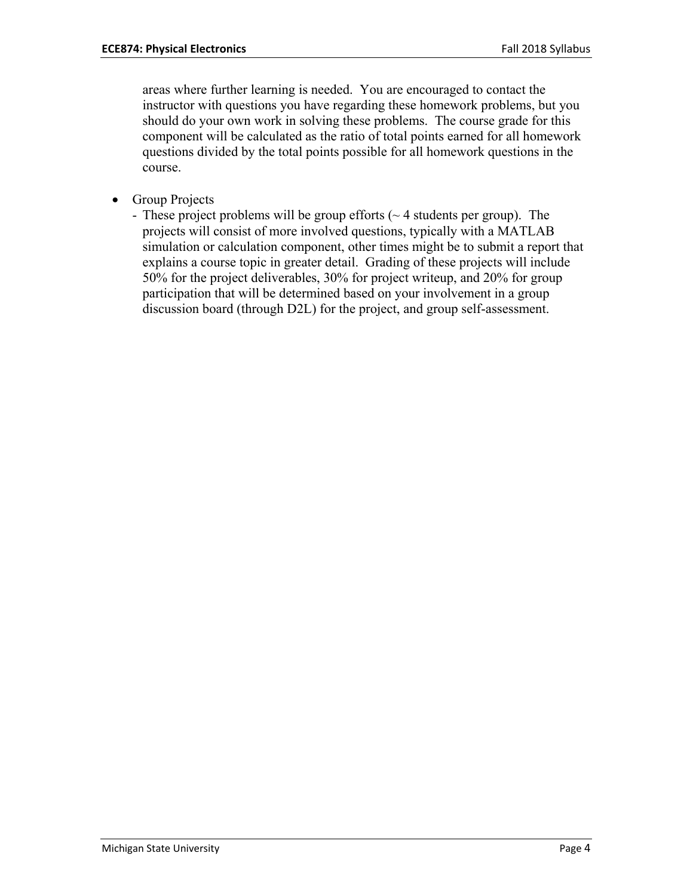areas where further learning is needed. You are encouraged to contact the instructor with questions you have regarding these homework problems, but you should do your own work in solving these problems. The course grade for this component will be calculated as the ratio of total points earned for all homework questions divided by the total points possible for all homework questions in the course.

- Group Projects
  - These project problems will be group efforts (~ 4 students per group). The projects will consist of more involved questions, typically with a MATLAB simulation or calculation component, other times might be to submit a report that explains a course topic in greater detail. Grading of these projects will include 50% for the project deliverables, 30% for project writeup, and 20% for group participation that will be determined based on your involvement in a group discussion board (through D2L) for the project, and group self-assessment.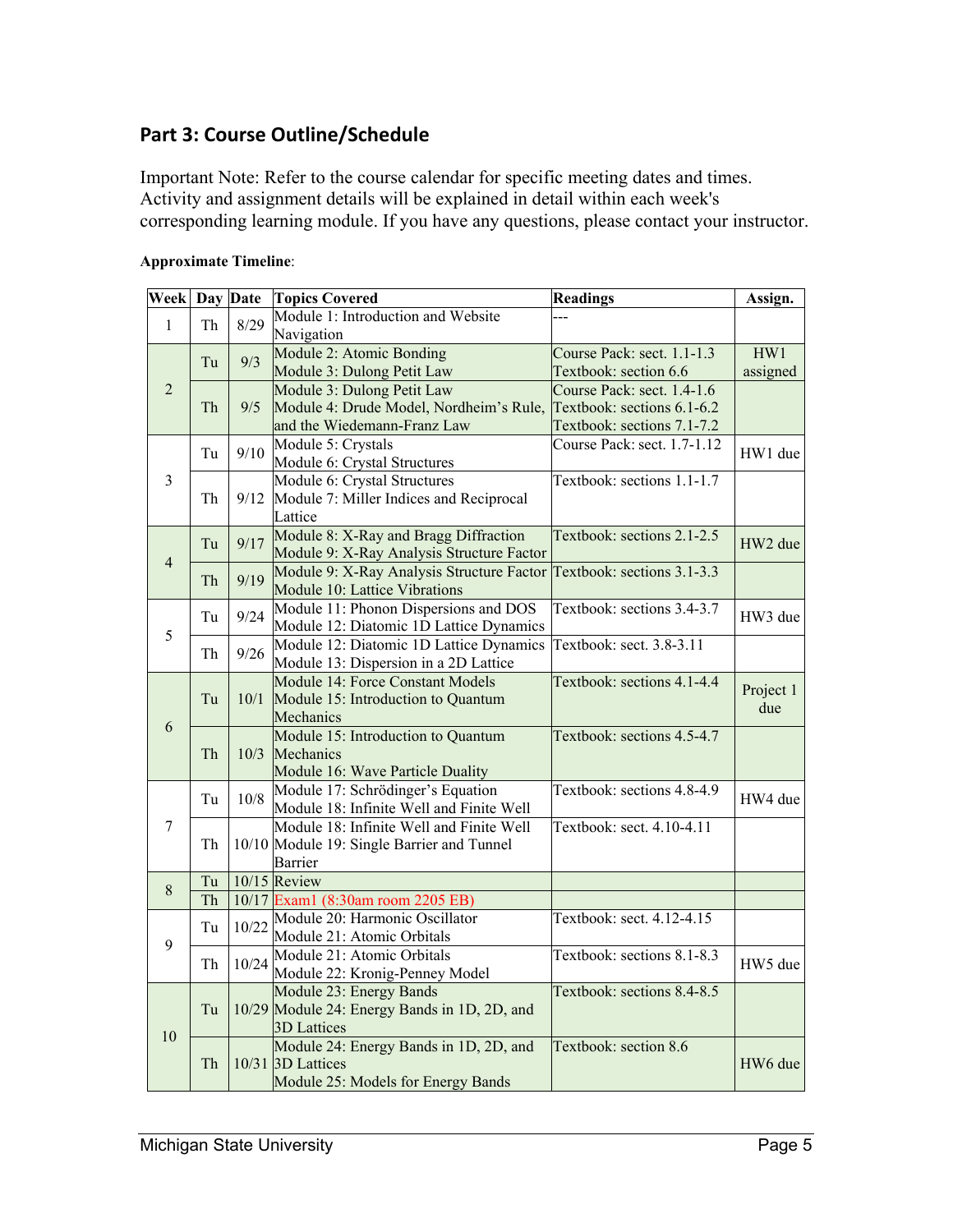## Part 3: Course Outline/Schedule

Important Note: Refer to the course calendar for specific meeting dates and times. Activity and assignment details will be explained in detail within each week's corresponding learning module. If you have any questions, please contact your instructor.

**Approximate Timeline**:

| Week | Day | Date | Topics Covered | Readings | Assign. |
|---|---|---|---|---|---|
| 1 | Th | 8/29 | Module 1: Introduction and Website Navigation | --- | |
| 2 | Tu | 9/3 | Module 2: Atomic Bonding<br>Module 3: Dulong Petit Law | Course Pack: sect. 1.1-1.3<br>Textbook: section 6.6 | HW1 assigned |
| | Th | 9/5 | Module 3: Dulong Petit Law<br>Module 4: Drude Model, Nordheim's Rule, and the Wiedemann-Franz Law | Course Pack: sect. 1.4-1.6<br>Textbook: sections 6.1-6.2<br>Textbook: sections 7.1-7.2 | |
| 3 | Tu | 9/10 | Module 5: Crystals<br>Module 6: Crystal Structures | Course Pack: sect. 1.7-1.12 | HW1 due |
| | Th | 9/12 | Module 6: Crystal Structures<br>Module 7: Miller Indices and Reciprocal Lattice | Textbook: sections 1.1-1.7 | |
| 4 | Tu | 9/17 | Module 8: X-Ray and Bragg Diffraction<br>Module 9: X-Ray Analysis Structure Factor | Textbook: sections 2.1-2.5 | HW2 due |
| | Th | 9/19 | Module 9: X-Ray Analysis Structure Factor<br>Module 10: Lattice Vibrations | Textbook: sections 3.1-3.3 | |
| 5 | Tu | 9/24 | Module 11: Phonon Dispersions and DOS<br>Module 12: Diatomic 1D Lattice Dynamics | Textbook: sections 3.4-3.7 | HW3 due |
| | Th | 9/26 | Module 12: Diatomic 1D Lattice Dynamics<br>Module 13: Dispersion in a 2D Lattice | Textbook: sect. 3.8-3.11 | |
| 6 | Tu | 10/1 | Module 14: Force Constant Models<br>Module 15: Introduction to Quantum Mechanics | Textbook: sections 4.1-4.4 | Project 1 due |
| | Th | 10/3 | Module 15: Introduction to Quantum Mechanics<br>Module 16: Wave Particle Duality | Textbook: sections 4.5-4.7 | |
| 7 | Tu | 10/8 | Module 17: Schrödinger's Equation<br>Module 18: Infinite Well and Finite Well | Textbook: sections 4.8-4.9 | HW4 due |
| | Th | 10/10 | Module 18: Infinite Well and Finite Well<br>Module 19: Single Barrier and Tunnel Barrier | Textbook: sect. 4.10-4.11 | |
| 8 | Tu | 10/15 | Review | | |
| | Th | 10/17 | Exam1 (8:30am room 2205 EB) | | |
| 9 | Tu | 10/22 | Module 20: Harmonic Oscillator<br>Module 21: Atomic Orbitals | Textbook: sect. 4.12-4.15 | |
| | Th | 10/24 | Module 21: Atomic Orbitals<br>Module 22: Kronig-Penney Model | Textbook: sections 8.1-8.3 | HW5 due |
| 10 | Tu | 10/29 | Module 23: Energy Bands<br>Module 24: Energy Bands in 1D, 2D, and 3D Lattices | Textbook: sections 8.4-8.5 | |
| | Th | 10/31 | Module 24: Energy Bands in 1D, 2D, and 3D Lattices<br>Module 25: Models for Energy Bands | Textbook: section 8.6 | HW6 due |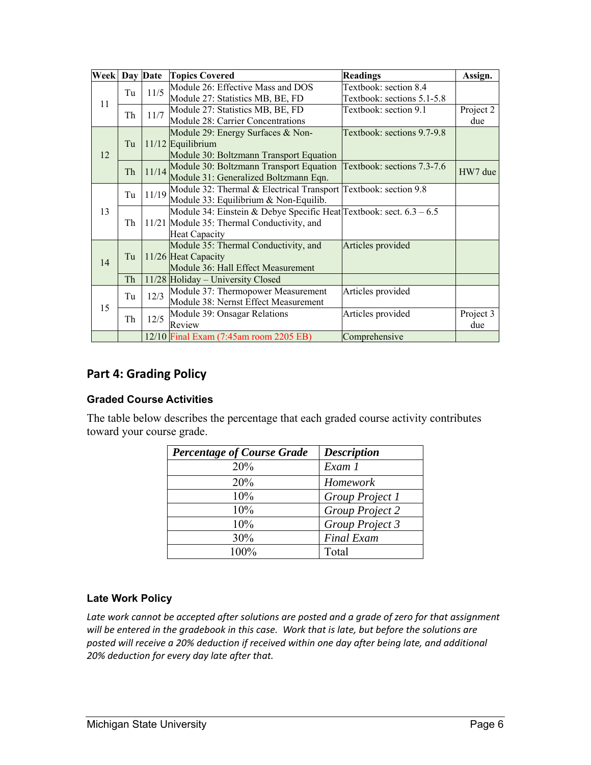| Week | Day | Date | Topics Covered | Readings | Assign. |
|---|---|---|---|---|---|
| 11 | Tu | 11/5 | Module 26: Effective Mass and DOS<br>Module 27: Statistics MB, BE, FD | Textbook: section 8.4<br>Textbook: sections 5.1-5.8 | |
| | Th | 11/7 | Module 27: Statistics MB, BE, FD<br>Module 28: Carrier Concentrations | Textbook: section 9.1 | Project 2 due |
| 12 | Tu | 11/12 | Module 29: Energy Surfaces & Non-Equilibrium<br>Module 30: Boltzmann Transport Equation | Textbook: sections 9.7-9.8 | |
| | Th | 11/14 | Module 30: Boltzmann Transport Equation<br>Module 31: Generalized Boltzmann Eqn. | Textbook: sections 7.3-7.6 | HW7 due |
| 13 | Tu | 11/19 | Module 32: Thermal & Electrical Transport<br>Module 33: Equilibrium & Non-Equilib. | Textbook: section 9.8 | |
| | Th | 11/21 | Module 34: Einstein & Debye Specific Heat<br>Module 35: Thermal Conductivity, and Heat Capacity | Textbook: sect. 6.3 – 6.5 | |
| 14 | Tu | 11/26 | Module 35: Thermal Conductivity, and Heat Capacity<br>Module 36: Hall Effect Measurement | Articles provided | |
| | Th | 11/28 | Holiday – University Closed | | |
| 15 | Tu | 12/3 | Module 37: Thermopower Measurement<br>Module 38: Nernst Effect Measurement | Articles provided | |
| | Th | 12/5 | Module 39: Onsagar Relations<br>Review | Articles provided | Project 3 due |
| | | 12/10 | Final Exam (7:45am room 2205 EB) | Comprehensive | |

## Part 4: Grading Policy

### Graded Course Activities

The table below describes the percentage that each graded course activity contributes toward your course grade.

| *Percentage of Course Grade* | *Description* |
|---|---|
| 20% | *Exam 1* |
| 20% | *Homework* |
| 10% | *Group Project 1* |
| 10% | *Group Project 2* |
| 10% | *Group Project 3* |
| 30% | *Final Exam* |
| 100% | Total |

### Late Work Policy

*Late work cannot be accepted after solutions are posted and a grade of zero for that assignment will be entered in the gradebook in this case. Work that is late, but before the solutions are posted will receive a 20% deduction if received within one day after being late, and additional 20% deduction for every day late after that.*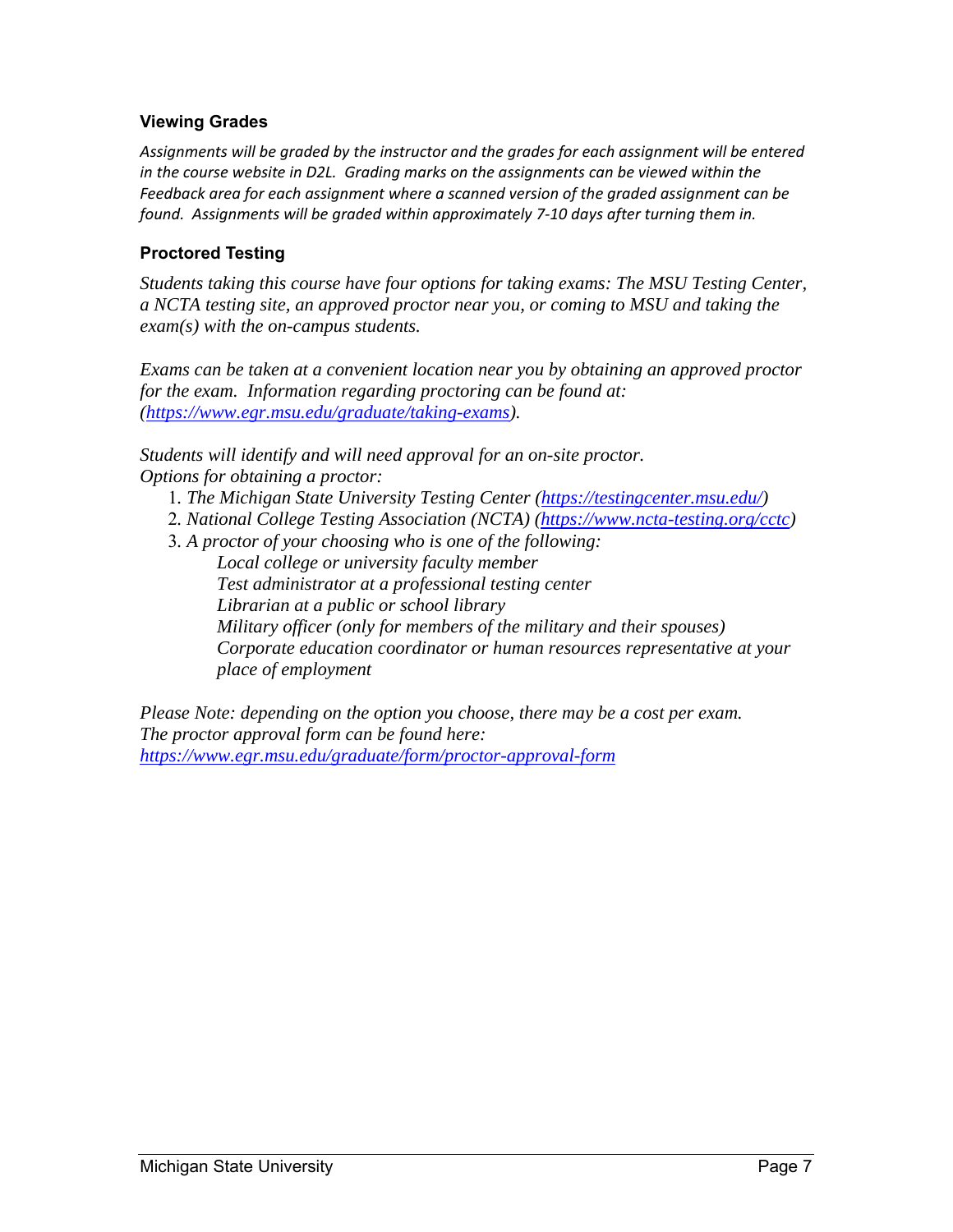### Viewing Grades

*Assignments will be graded by the instructor and the grades for each assignment will be entered in the course website in D2L. Grading marks on the assignments can be viewed within the Feedback area for each assignment where a scanned version of the graded assignment can be found. Assignments will be graded within approximately 7-10 days after turning them in.*

### Proctored Testing

*Students taking this course have four options for taking exams: The MSU Testing Center, a NCTA testing site, an approved proctor near you, or coming to MSU and taking the exam(s) with the on-campus students.*

*Exams can be taken at a convenient location near you by obtaining an approved proctor for the exam. Information regarding proctoring can be found at: (https://www.egr.msu.edu/graduate/taking-exams).*

*Students will identify and will need approval for an on-site proctor.*
*Options for obtaining a proctor:*

1. *The Michigan State University Testing Center (https://testingcenter.msu.edu/)*
2. *National College Testing Association (NCTA) (https://www.ncta-testing.org/cctc)*
3. *A proctor of your choosing who is one of the following:*
   - *Local college or university faculty member*
   - *Test administrator at a professional testing center*
   - *Librarian at a public or school library*
   - *Military officer (only for members of the military and their spouses)*
   - *Corporate education coordinator or human resources representative at your place of employment*

*Please Note: depending on the option you choose, there may be a cost per exam.*
*The proctor approval form can be found here:*
*https://www.egr.msu.edu/graduate/form/proctor-approval-form*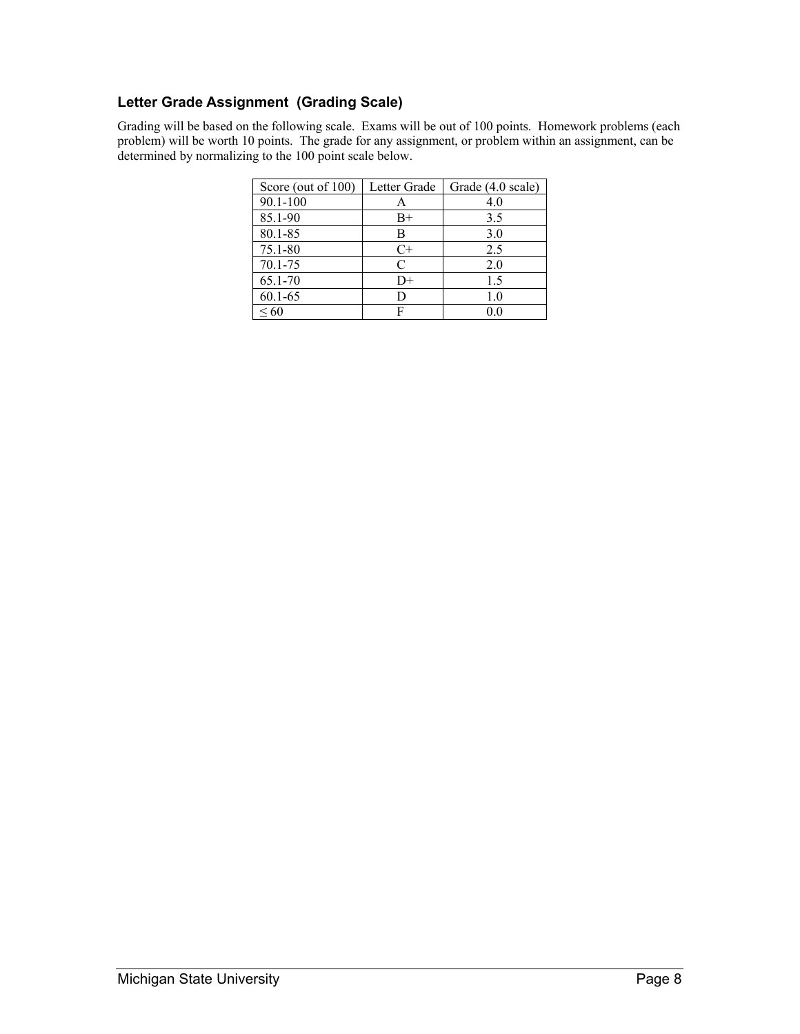### Letter Grade Assignment (Grading Scale)

Grading will be based on the following scale. Exams will be out of 100 points. Homework problems (each problem) will be worth 10 points. The grade for any assignment, or problem within an assignment, can be determined by normalizing to the 100 point scale below.

| Score (out of 100) | Letter Grade | Grade (4.0 scale) |
|---|---|---|
| 90.1-100 | A | 4.0 |
| 85.1-90 | B+ | 3.5 |
| 80.1-85 | B | 3.0 |
| 75.1-80 | C+ | 2.5 |
| 70.1-75 | C | 2.0 |
| 65.1-70 | D+ | 1.5 |
| 60.1-65 | D | 1.0 |
| ≤ 60 | F | 0.0 |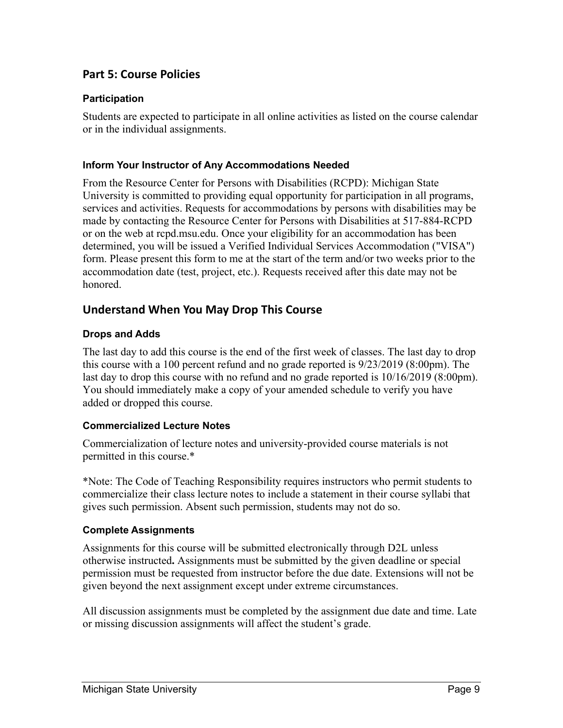## Part 5: Course Policies

### Participation

Students are expected to participate in all online activities as listed on the course calendar or in the individual assignments.

### Inform Your Instructor of Any Accommodations Needed

From the Resource Center for Persons with Disabilities (RCPD): Michigan State University is committed to providing equal opportunity for participation in all programs, services and activities. Requests for accommodations by persons with disabilities may be made by contacting the Resource Center for Persons with Disabilities at 517-884-RCPD or on the web at rcpd.msu.edu. Once your eligibility for an accommodation has been determined, you will be issued a Verified Individual Services Accommodation ("VISA") form. Please present this form to me at the start of the term and/or two weeks prior to the accommodation date (test, project, etc.). Requests received after this date may not be honored.

## Understand When You May Drop This Course

### Drops and Adds

The last day to add this course is the end of the first week of classes. The last day to drop this course with a 100 percent refund and no grade reported is 9/23/2019 (8:00pm). The last day to drop this course with no refund and no grade reported is 10/16/2019 (8:00pm). You should immediately make a copy of your amended schedule to verify you have added or dropped this course.

### Commercialized Lecture Notes

Commercialization of lecture notes and university-provided course materials is not permitted in this course.*

*Note: The Code of Teaching Responsibility requires instructors who permit students to commercialize their class lecture notes to include a statement in their course syllabi that gives such permission. Absent such permission, students may not do so.

### Complete Assignments

Assignments for this course will be submitted electronically through D2L unless otherwise instructed**.** Assignments must be submitted by the given deadline or special permission must be requested from instructor before the due date. Extensions will not be given beyond the next assignment except under extreme circumstances.

All discussion assignments must be completed by the assignment due date and time. Late or missing discussion assignments will affect the student's grade.